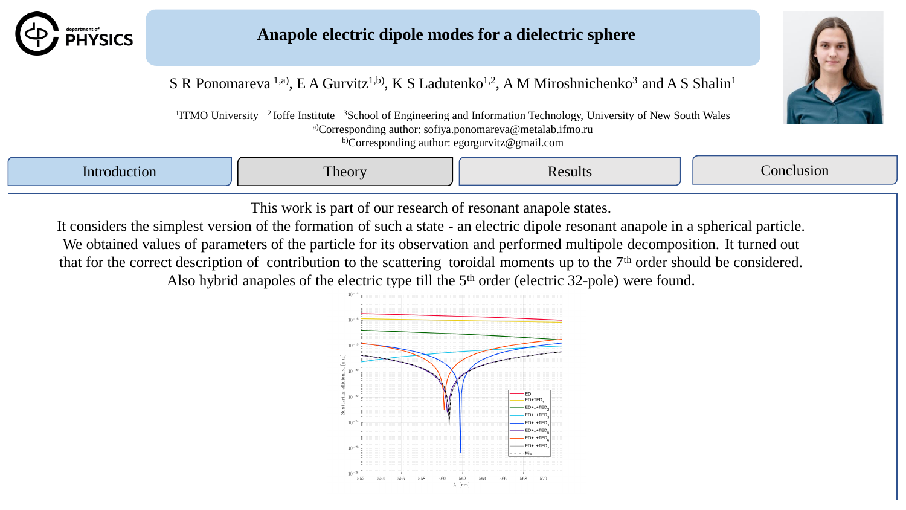# Anapole electric dipole modes for a dielectric sphere

S R Ponomareva [1,a)], E A Gurvitz[1,b)], K S Ladutenko[1,2], A M Miroshnichenko[3] and A S Shalin[1]

[1]ITMO University [2]Ioffe Institute [3]School of Engineering and Information Technology, University of New South Wales

[a)]Corresponding author: sofiya.ponomareva@metalab.ifmo.ru

[b)]Corresponding author: egorgurvitz@gmail.com

Introduction | Theory | Results | Conclusion

This work is part of our research of resonant anapole states.

It considers the simplest version of the formation of such a state - an electric dipole resonant anapole in a spherical particle. We obtained values of parameters of the particle for its observation and performed multipole decomposition. It turned out that for the correct description of contribution to the scattering toroidal moments up to the 7[th] order should be considered. Also hybrid anapoles of the electric type till the 5[th] order (electric 32-pole) were found.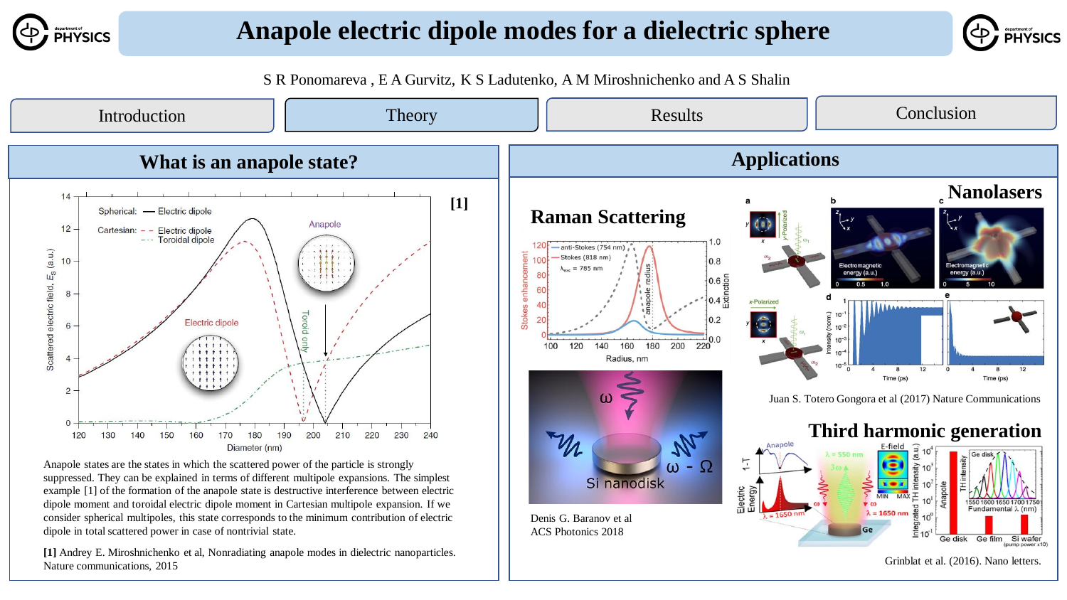# Anapole electric dipole modes for a dielectric sphere

S R Ponomareva , E A Gurvitz, K S Ladutenko, A M Miroshnichenko and A S Shalin

Introduction | Theory | Results | Conclusion

## What is an anapole state?

[1]

Anapole states are the states in which the scattered power of the particle is strongly suppressed. They can be explained in terms of different multipole expansions. The simplest example [1] of the formation of the anapole state is destructive interference between electric dipole moment and toroidal electric dipole moment in Cartesian multipole expansion. If we consider spherical multipoles, this state corresponds to the minimum contribution of electric dipole in total scattered power in case of nontrivial state.

**[1]** Andrey E. Miroshnichenko et al, Nonradiating anapole modes in dielectric nanoparticles. Nature communications, 2015

## Applications

### Raman Scattering

Denis G. Baranov et al
ACS Photonics 2018

### Nanolasers

Juan S. Totero Gongora et al (2017) Nature Communications

### Third harmonic generation

Grinblat et al. (2016). Nano letters.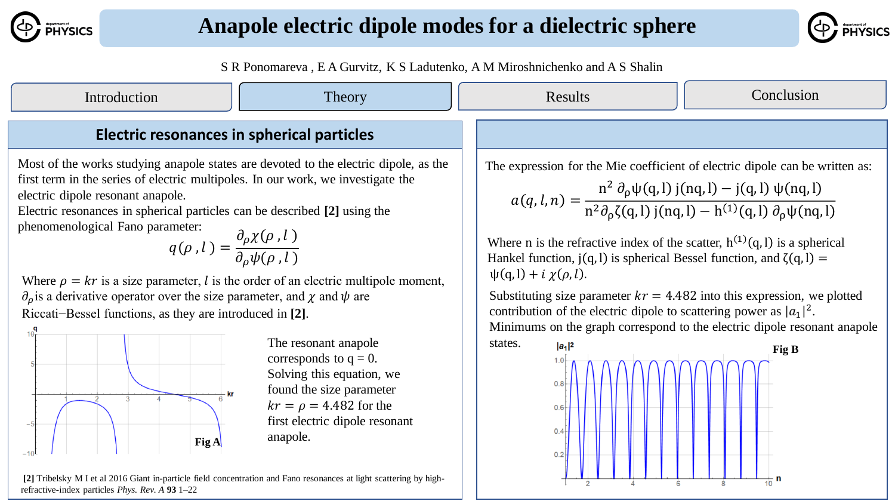# Anapole electric dipole modes for a dielectric sphere

S R Ponomareva , E A Gurvitz, K S Ladutenko, A M Miroshnichenko and A S Shalin

Introduction | Theory | Results | Conclusion

## Electric resonances in spherical particles

Most of the works studying anapole states are devoted to the electric dipole, as the first term in the series of electric multipoles. In our work, we investigate the electric dipole resonant anapole.

Electric resonances in spherical particles can be described **[2]** using the phenomenological Fano parameter:

$$q(\rho, l) = \frac{\partial_\rho \chi(\rho, l)}{\partial_\rho \psi(\rho, l)}$$

Where $\rho = kr$ is a size parameter, $l$ is the order of an electric multipole moment, $\partial_\rho$ is a derivative operator over the size parameter, and $\chi$ and $\psi$ are Riccati−Bessel functions, as they are introduced in **[2]**.

Fig A

The resonant anapole corresponds to q = 0. Solving this equation, we found the size parameter $kr = \rho = 4.482$ for the first electric dipole resonant anapole.

**[2]** Tribelsky M I et al 2016 Giant in-particle field concentration and Fano resonances at light scattering by high-refractive-index particles *Phys. Rev. A* **93** 1–22

The expression for the Mie coefficient of electric dipole can be written as:

$$a(q, l, n) = \frac{n^2\, \partial_\rho \psi(q, l)\, j(nq, l) - j(q, l)\, \psi(nq, l)}{n^2 \partial_\rho \zeta(q, l)\, j(nq, l) - h^{(1)}(q, l)\, \partial_\rho \psi(nq, l)}$$

Where n is the refractive index of the scatter, $h^{(1)}(q, l)$ is a spherical Hankel function, $j(q, l)$ is spherical Bessel function, and $\zeta(q, l) = \psi(q, l) + i\,\chi(\rho, l)$.

Substituting size parameter $kr = 4.482$ into this expression, we plotted contribution of the electric dipole to scattering power as $|a_1|^2$. Minimums on the graph correspond to the electric dipole resonant anapole states.

Fig B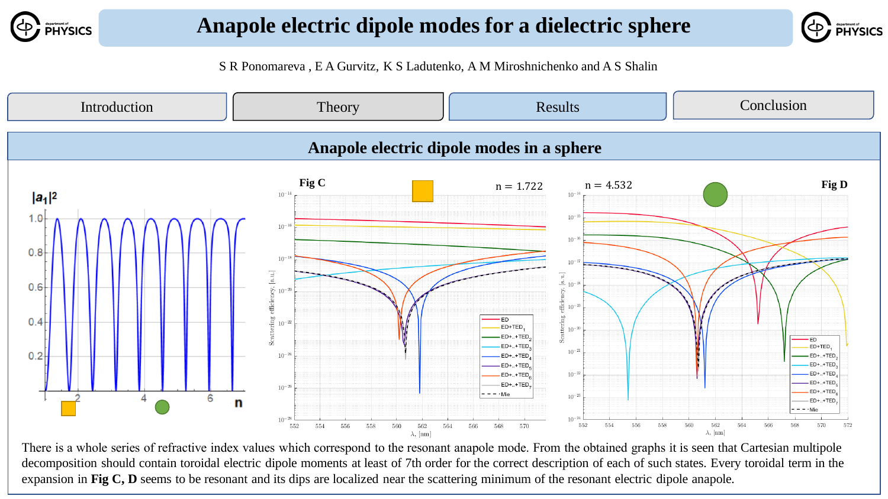# Anapole electric dipole modes for a dielectric sphere

S R Ponomareva , E A Gurvitz, K S Ladutenko, A M Miroshnichenko and A S Shalin

Introduction | Theory | Results | Conclusion

## Anapole electric dipole modes in a sphere

Fig C — n = 1.722

Fig D — n = 4.532

There is a whole series of refractive index values which correspond to the resonant anapole mode. From the obtained graphs it is seen that Cartesian multipole decomposition should contain toroidal electric dipole moments at least of 7th order for the correct description of each of such states. Every toroidal term in the expansion in **Fig C, D** seems to be resonant and its dips are localized near the scattering minimum of the resonant electric dipole anapole.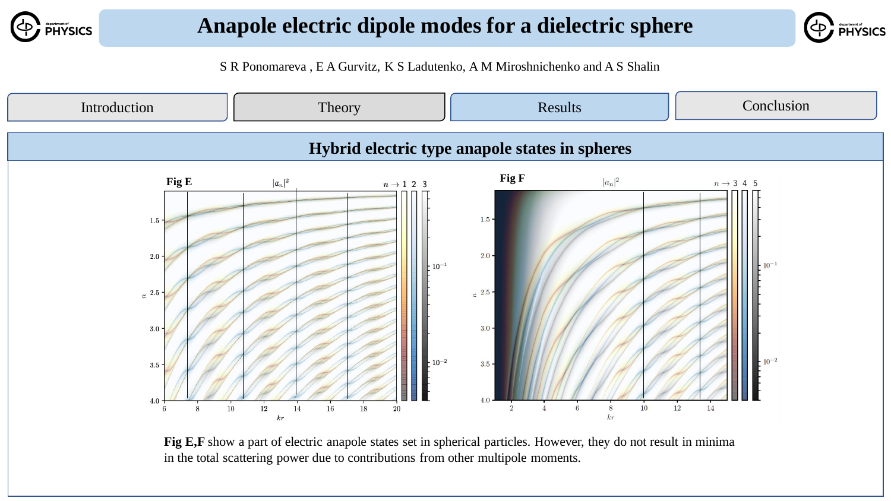# Anapole electric dipole modes for a dielectric sphere

S R Ponomareva , E A Gurvitz, K S Ladutenko, A M Miroshnichenko and A S Shalin

Introduction | Theory | Results | Conclusion

## Hybrid electric type anapole states in spheres

**Fig E**

**Fig F**

**Fig E,F** show a part of electric anapole states set in spherical particles. However, they do not result in minima in the total scattering power due to contributions from other multipole moments.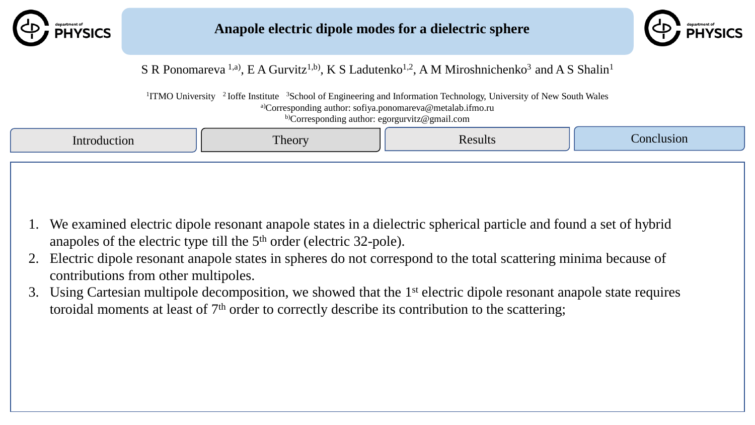# Anapole electric dipole modes for a dielectric sphere

S R Ponomareva [1,a)], E A Gurvitz[1,b)], K S Ladutenko[1,2], A M Miroshnichenko[3] and A S Shalin[1]

[1]ITMO University [2]Ioffe Institute [3]School of Engineering and Information Technology, University of New South Wales

[a)]Corresponding author: sofiya.ponomareva@metalab.ifmo.ru

[b)]Corresponding author: egorgurvitz@gmail.com

Introduction | Theory | Results | Conclusion

## Conclusion

1. We examined electric dipole resonant anapole states in a dielectric spherical particle and found a set of hybrid anapoles of the electric type till the 5th order (electric 32-pole).
2. Electric dipole resonant anapole states in spheres do not correspond to the total scattering minima because of contributions from other multipoles.
3. Using Cartesian multipole decomposition, we showed that the 1st electric dipole resonant anapole state requires toroidal moments at least of 7th order to correctly describe its contribution to the scattering;